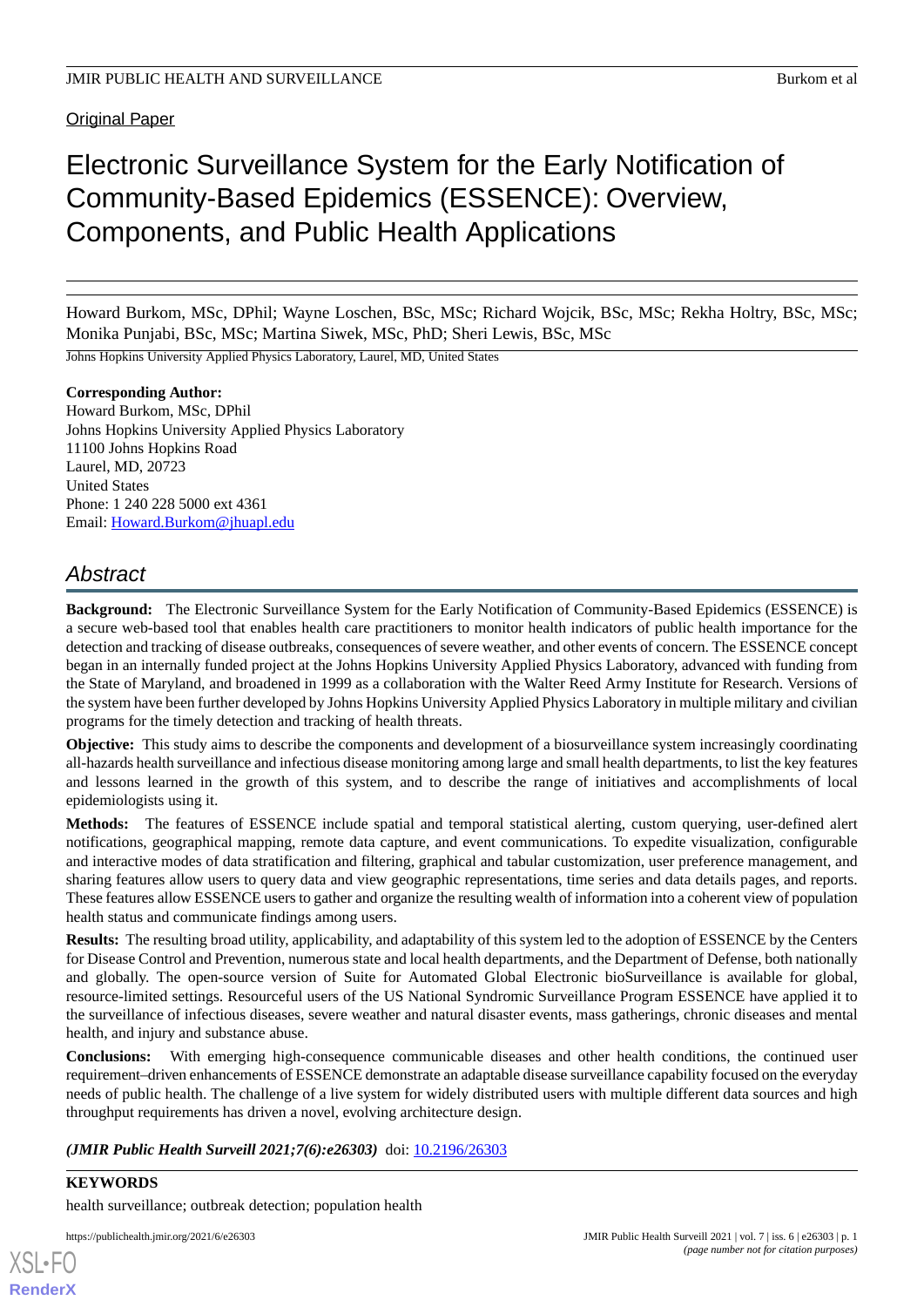Original Paper

# Electronic Surveillance System for the Early Notification of Community-Based Epidemics (ESSENCE): Overview, Components, and Public Health Applications

Howard Burkom, MSc, DPhil; Wayne Loschen, BSc, MSc; Richard Wojcik, BSc, MSc; Rekha Holtry, BSc, MSc; Monika Punjabi, BSc, MSc; Martina Siwek, MSc, PhD; Sheri Lewis, BSc, MSc

Johns Hopkins University Applied Physics Laboratory, Laurel, MD, United States

**Corresponding Author:**
Howard Burkom, MSc, DPhil
Johns Hopkins University Applied Physics Laboratory
11100 Johns Hopkins Road
Laurel, MD, 20723
United States
Phone: 1 240 228 5000 ext 4361
Email: Howard.Burkom@jhuapl.edu

## Abstract

**Background:** The Electronic Surveillance System for the Early Notification of Community-Based Epidemics (ESSENCE) is a secure web-based tool that enables health care practitioners to monitor health indicators of public health importance for the detection and tracking of disease outbreaks, consequences of severe weather, and other events of concern. The ESSENCE concept began in an internally funded project at the Johns Hopkins University Applied Physics Laboratory, advanced with funding from the State of Maryland, and broadened in 1999 as a collaboration with the Walter Reed Army Institute for Research. Versions of the system have been further developed by Johns Hopkins University Applied Physics Laboratory in multiple military and civilian programs for the timely detection and tracking of health threats.

**Objective:** This study aims to describe the components and development of a biosurveillance system increasingly coordinating all-hazards health surveillance and infectious disease monitoring among large and small health departments, to list the key features and lessons learned in the growth of this system, and to describe the range of initiatives and accomplishments of local epidemiologists using it.

**Methods:** The features of ESSENCE include spatial and temporal statistical alerting, custom querying, user-defined alert notifications, geographical mapping, remote data capture, and event communications. To expedite visualization, configurable and interactive modes of data stratification and filtering, graphical and tabular customization, user preference management, and sharing features allow users to query data and view geographic representations, time series and data details pages, and reports. These features allow ESSENCE users to gather and organize the resulting wealth of information into a coherent view of population health status and communicate findings among users.

**Results:** The resulting broad utility, applicability, and adaptability of this system led to the adoption of ESSENCE by the Centers for Disease Control and Prevention, numerous state and local health departments, and the Department of Defense, both nationally and globally. The open-source version of Suite for Automated Global Electronic bioSurveillance is available for global, resource-limited settings. Resourceful users of the US National Syndromic Surveillance Program ESSENCE have applied it to the surveillance of infectious diseases, severe weather and natural disaster events, mass gatherings, chronic diseases and mental health, and injury and substance abuse.

**Conclusions:** With emerging high-consequence communicable diseases and other health conditions, the continued user requirement–driven enhancements of ESSENCE demonstrate an adaptable disease surveillance capability focused on the everyday needs of public health. The challenge of a live system for widely distributed users with multiple different data sources and high throughput requirements has driven a novel, evolving architecture design.

***(JMIR Public Health Surveill 2021;7(6):e26303)*** doi: 10.2196/26303

**KEYWORDS**

health surveillance; outbreak detection; population health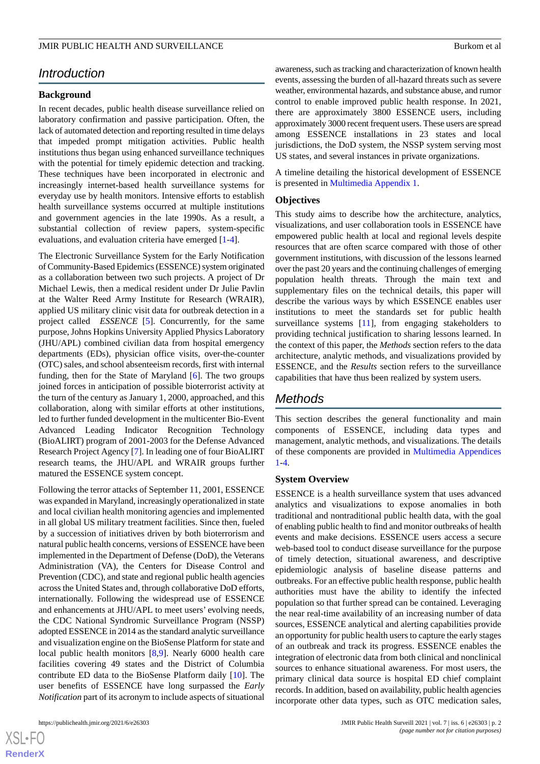## Introduction

### Background

In recent decades, public health disease surveillance relied on laboratory confirmation and passive participation. Often, the lack of automated detection and reporting resulted in time delays that impeded prompt mitigation activities. Public health institutions thus began using enhanced surveillance techniques with the potential for timely epidemic detection and tracking. These techniques have been incorporated in electronic and increasingly internet-based health surveillance systems for everyday use by health monitors. Intensive efforts to establish health surveillance systems occurred at multiple institutions and government agencies in the late 1990s. As a result, a substantial collection of review papers, system-specific evaluations, and evaluation criteria have emerged [1-4].

The Electronic Surveillance System for the Early Notification of Community-Based Epidemics (ESSENCE) system originated as a collaboration between two such projects. A project of Dr Michael Lewis, then a medical resident under Dr Julie Pavlin at the Walter Reed Army Institute for Research (WRAIR), applied US military clinic visit data for outbreak detection in a project called *ESSENCE* [5]. Concurrently, for the same purpose, Johns Hopkins University Applied Physics Laboratory (JHU/APL) combined civilian data from hospital emergency departments (EDs), physician office visits, over-the-counter (OTC) sales, and school absenteeism records, first with internal funding, then for the State of Maryland [6]. The two groups joined forces in anticipation of possible bioterrorist activity at the turn of the century as January 1, 2000, approached, and this collaboration, along with similar efforts at other institutions, led to further funded development in the multicenter Bio-Event Advanced Leading Indicator Recognition Technology (BioALIRT) program of 2001-2003 for the Defense Advanced Research Project Agency [7]. In leading one of four BioALIRT research teams, the JHU/APL and WRAIR groups further matured the ESSENCE system concept.

Following the terror attacks of September 11, 2001, ESSENCE was expanded in Maryland, increasingly operationalized in state and local civilian health monitoring agencies and implemented in all global US military treatment facilities. Since then, fueled by a succession of initiatives driven by both bioterrorism and natural public health concerns, versions of ESSENCE have been implemented in the Department of Defense (DoD), the Veterans Administration (VA), the Centers for Disease Control and Prevention (CDC), and state and regional public health agencies across the United States and, through collaborative DoD efforts, internationally. Following the widespread use of ESSENCE and enhancements at JHU/APL to meet users' evolving needs, the CDC National Syndromic Surveillance Program (NSSP) adopted ESSENCE in 2014 as the standard analytic surveillance and visualization engine on the BioSense Platform for state and local public health monitors [8,9]. Nearly 6000 health care facilities covering 49 states and the District of Columbia contribute ED data to the BioSense Platform daily [10]. The user benefits of ESSENCE have long surpassed the *Early Notification* part of its acronym to include aspects of situational awareness, such as tracking and characterization of known health events, assessing the burden of all-hazard threats such as severe weather, environmental hazards, and substance abuse, and rumor control to enable improved public health response. In 2021, there are approximately 3800 ESSENCE users, including approximately 3000 recent frequent users. These users are spread among ESSENCE installations in 23 states and local jurisdictions, the DoD system, the NSSP system serving most US states, and several instances in private organizations.

A timeline detailing the historical development of ESSENCE is presented in Multimedia Appendix 1.

### Objectives

This study aims to describe how the architecture, analytics, visualizations, and user collaboration tools in ESSENCE have empowered public health at local and regional levels despite resources that are often scarce compared with those of other government institutions, with discussion of the lessons learned over the past 20 years and the continuing challenges of emerging population health threats. Through the main text and supplementary files on the technical details, this paper will describe the various ways by which ESSENCE enables user institutions to meet the standards set for public health surveillance systems [11], from engaging stakeholders to providing technical justification to sharing lessons learned. In the context of this paper, the *Methods* section refers to the data architecture, analytic methods, and visualizations provided by ESSENCE, and the *Results* section refers to the surveillance capabilities that have thus been realized by system users.

## Methods

This section describes the general functionality and main components of ESSENCE, including data types and management, analytic methods, and visualizations. The details of these components are provided in Multimedia Appendices 1-4.

### System Overview

ESSENCE is a health surveillance system that uses advanced analytics and visualizations to expose anomalies in both traditional and nontraditional public health data, with the goal of enabling public health to find and monitor outbreaks of health events and make decisions. ESSENCE users access a secure web-based tool to conduct disease surveillance for the purpose of timely detection, situational awareness, and descriptive epidemiologic analysis of baseline disease patterns and outbreaks. For an effective public health response, public health authorities must have the ability to identify the infected population so that further spread can be contained. Leveraging the near real-time availability of an increasing number of data sources, ESSENCE analytical and alerting capabilities provide an opportunity for public health users to capture the early stages of an outbreak and track its progress. ESSENCE enables the integration of electronic data from both clinical and nonclinical sources to enhance situational awareness. For most users, the primary clinical data source is hospital ED chief complaint records. In addition, based on availability, public health agencies incorporate other data types, such as OTC medication sales,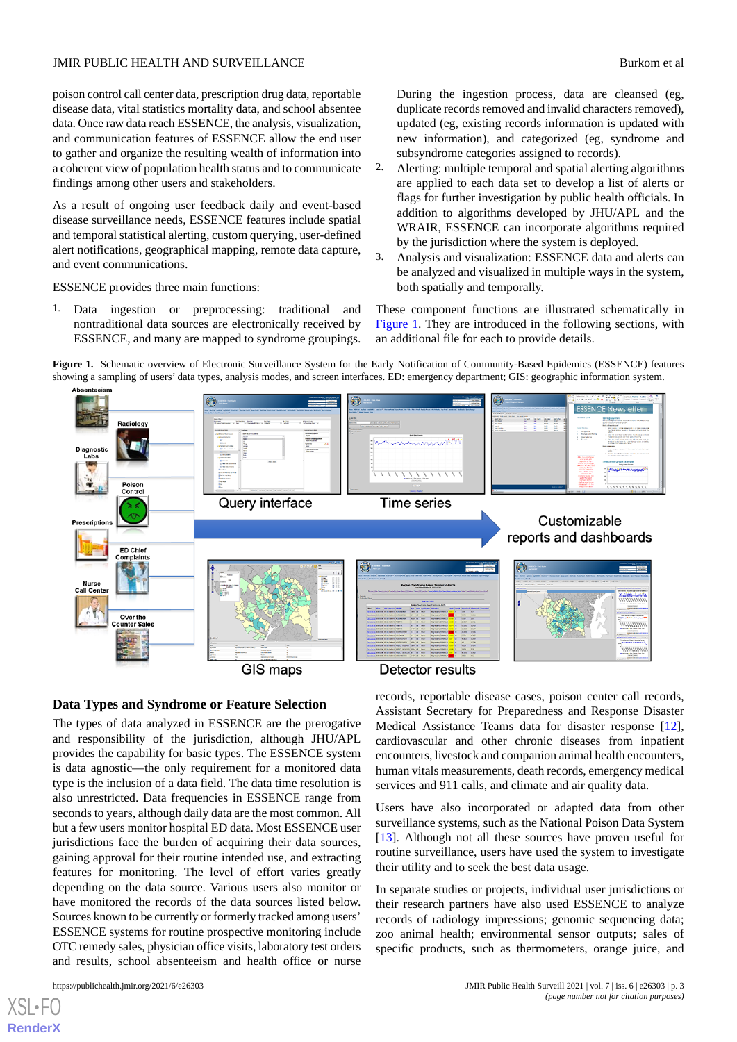poison control call center data, prescription drug data, reportable disease data, vital statistics mortality data, and school absentee data. Once raw data reach ESSENCE, the analysis, visualization, and communication features of ESSENCE allow the end user to gather and organize the resulting wealth of information into a coherent view of population health status and to communicate findings among other users and stakeholders.

As a result of ongoing user feedback daily and event-based disease surveillance needs, ESSENCE features include spatial and temporal statistical alerting, custom querying, user-defined alert notifications, geographical mapping, remote data capture, and event communications.

ESSENCE provides three main functions:

1. Data ingestion or preprocessing: traditional and nontraditional data sources are electronically received by ESSENCE, and many are mapped to syndrome groupings. During the ingestion process, data are cleansed (eg, duplicate records removed and invalid characters removed), updated (eg, existing records information is updated with new information), and categorized (eg, syndrome and subsyndrome categories assigned to records).
2. Alerting: multiple temporal and spatial alerting algorithms are applied to each data set to develop a list of alerts or flags for further investigation by public health officials. In addition to algorithms developed by JHU/APL and the WRAIR, ESSENCE can incorporate algorithms required by the jurisdiction where the system is deployed.
3. Analysis and visualization: ESSENCE data and alerts can be analyzed and visualized in multiple ways in the system, both spatially and temporally.

These component functions are illustrated schematically in Figure 1. They are introduced in the following sections, with an additional file for each to provide details.

**Figure 1.** Schematic overview of Electronic Surveillance System for the Early Notification of Community-Based Epidemics (ESSENCE) features showing a sampling of users' data types, analysis modes, and screen interfaces. ED: emergency department; GIS: geographic information system.

## Data Types and Syndrome or Feature Selection

The types of data analyzed in ESSENCE are the prerogative and responsibility of the jurisdiction, although JHU/APL provides the capability for basic types. The ESSENCE system is data agnostic—the only requirement for a monitored data type is the inclusion of a data field. The data time resolution is also unrestricted. Data frequencies in ESSENCE range from seconds to years, although daily data are the most common. All but a few users monitor hospital ED data. Most ESSENCE user jurisdictions face the burden of acquiring their data sources, gaining approval for their routine intended use, and extracting features for monitoring. The level of effort varies greatly depending on the data source. Various users also monitor or have monitored the records of the data sources listed below. Sources known to be currently or formerly tracked among users' ESSENCE systems for routine prospective monitoring include OTC remedy sales, physician office visits, laboratory test orders and results, school absenteeism and health office or nurse records, reportable disease cases, poison center call records, Assistant Secretary for Preparedness and Response Disaster Medical Assistance Teams data for disaster response [12], cardiovascular and other chronic diseases from inpatient encounters, livestock and companion animal health encounters, human vitals measurements, death records, emergency medical services and 911 calls, and climate and air quality data.

Users have also incorporated or adapted data from other surveillance systems, such as the National Poison Data System [13]. Although not all these sources have proven useful for routine surveillance, users have used the system to investigate their utility and to seek the best data usage.

In separate studies or projects, individual user jurisdictions or their research partners have also used ESSENCE to analyze records of radiology impressions; genomic sequencing data; zoo animal health; environmental sensor outputs; sales of specific products, such as thermometers, orange juice, and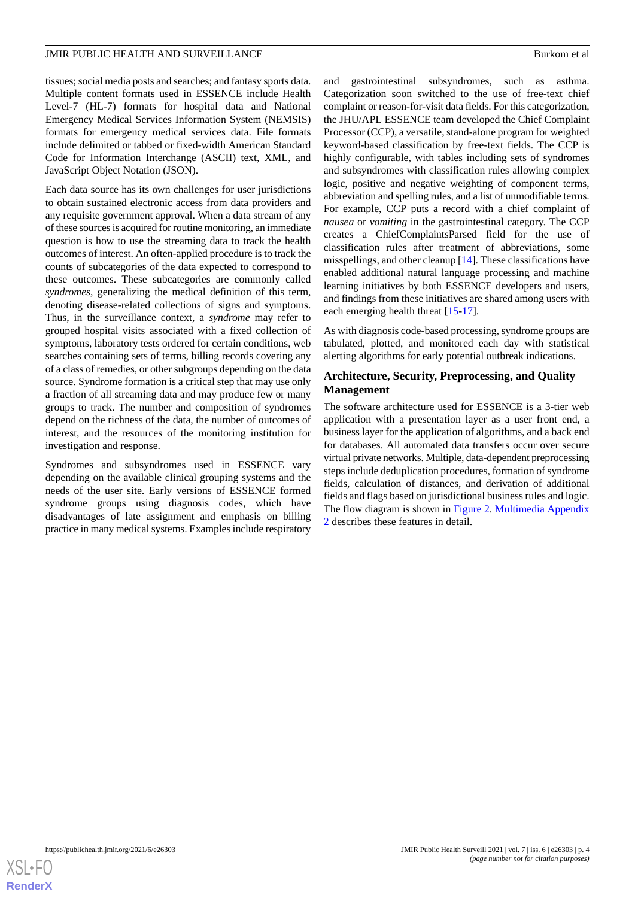tissues; social media posts and searches; and fantasy sports data. Multiple content formats used in ESSENCE include Health Level-7 (HL-7) formats for hospital data and National Emergency Medical Services Information System (NEMSIS) formats for emergency medical services data. File formats include delimited or tabbed or fixed-width American Standard Code for Information Interchange (ASCII) text, XML, and JavaScript Object Notation (JSON).

Each data source has its own challenges for user jurisdictions to obtain sustained electronic access from data providers and any requisite government approval. When a data stream of any of these sources is acquired for routine monitoring, an immediate question is how to use the streaming data to track the health outcomes of interest. An often-applied procedure is to track the counts of subcategories of the data expected to correspond to these outcomes. These subcategories are commonly called *syndromes*, generalizing the medical definition of this term, denoting disease-related collections of signs and symptoms. Thus, in the surveillance context, a *syndrome* may refer to grouped hospital visits associated with a fixed collection of symptoms, laboratory tests ordered for certain conditions, web searches containing sets of terms, billing records covering any of a class of remedies, or other subgroups depending on the data source. Syndrome formation is a critical step that may use only a fraction of all streaming data and may produce few or many groups to track. The number and composition of syndromes depend on the richness of the data, the number of outcomes of interest, and the resources of the monitoring institution for investigation and response.

Syndromes and subsyndromes used in ESSENCE vary depending on the available clinical grouping systems and the needs of the user site. Early versions of ESSENCE formed syndrome groups using diagnosis codes, which have disadvantages of late assignment and emphasis on billing practice in many medical systems. Examples include respiratory and gastrointestinal subsyndromes, such as asthma. Categorization soon switched to the use of free-text chief complaint or reason-for-visit data fields. For this categorization, the JHU/APL ESSENCE team developed the Chief Complaint Processor (CCP), a versatile, stand-alone program for weighted keyword-based classification by free-text fields. The CCP is highly configurable, with tables including sets of syndromes and subsyndromes with classification rules allowing complex logic, positive and negative weighting of component terms, abbreviation and spelling rules, and a list of unmodifiable terms. For example, CCP puts a record with a chief complaint of *nausea* or *vomiting* in the gastrointestinal category. The CCP creates a ChiefComplaintsParsed field for the use of classification rules after treatment of abbreviations, some misspellings, and other cleanup [14]. These classifications have enabled additional natural language processing and machine learning initiatives by both ESSENCE developers and users, and findings from these initiatives are shared among users with each emerging health threat [15-17].

As with diagnosis code-based processing, syndrome groups are tabulated, plotted, and monitored each day with statistical alerting algorithms for early potential outbreak indications.

## Architecture, Security, Preprocessing, and Quality Management

The software architecture used for ESSENCE is a 3-tier web application with a presentation layer as a user front end, a business layer for the application of algorithms, and a back end for databases. All automated data transfers occur over secure virtual private networks. Multiple, data-dependent preprocessing steps include deduplication procedures, formation of syndrome fields, calculation of distances, and derivation of additional fields and flags based on jurisdictional business rules and logic. The flow diagram is shown in Figure 2. Multimedia Appendix 2 describes these features in detail.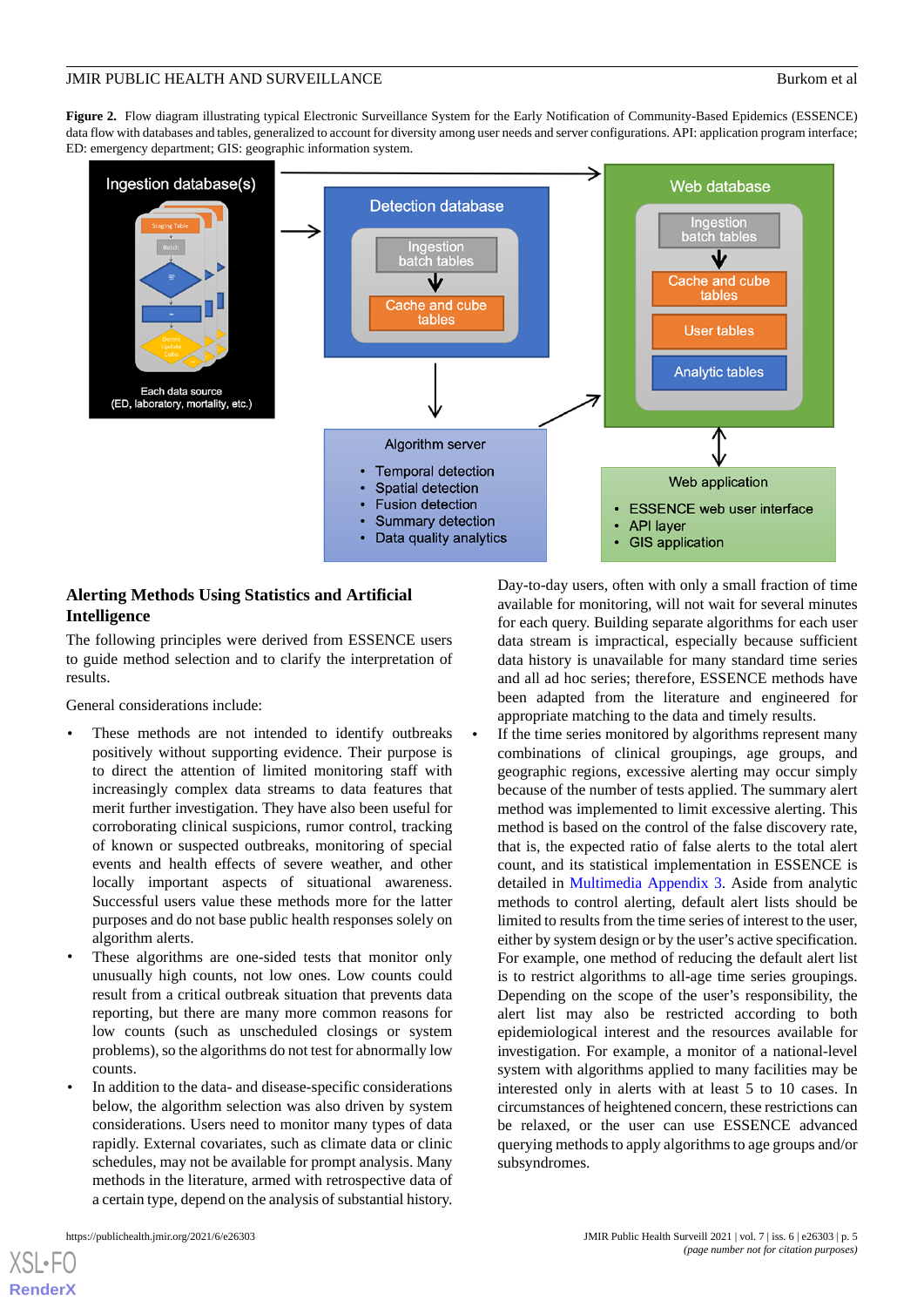**Figure 2.** Flow diagram illustrating typical Electronic Surveillance System for the Early Notification of Community-Based Epidemics (ESSENCE) data flow with databases and tables, generalized to account for diversity among user needs and server configurations. API: application program interface; ED: emergency department; GIS: geographic information system.

## Alerting Methods Using Statistics and Artificial Intelligence

The following principles were derived from ESSENCE users to guide method selection and to clarify the interpretation of results.

General considerations include:

- These methods are not intended to identify outbreaks positively without supporting evidence. Their purpose is to direct the attention of limited monitoring staff with increasingly complex data streams to data features that merit further investigation. They have also been useful for corroborating clinical suspicions, rumor control, tracking of known or suspected outbreaks, monitoring of special events and health effects of severe weather, and other locally important aspects of situational awareness. Successful users value these methods more for the latter purposes and do not base public health responses solely on algorithm alerts.
- These algorithms are one-sided tests that monitor only unusually high counts, not low ones. Low counts could result from a critical outbreak situation that prevents data reporting, but there are many more common reasons for low counts (such as unscheduled closings or system problems), so the algorithms do not test for abnormally low counts.
- In addition to the data- and disease-specific considerations below, the algorithm selection was also driven by system considerations. Users need to monitor many types of data rapidly. External covariates, such as climate data or clinic schedules, may not be available for prompt analysis. Many methods in the literature, armed with retrospective data of a certain type, depend on the analysis of substantial history. Day-to-day users, often with only a small fraction of time available for monitoring, will not wait for several minutes for each query. Building separate algorithms for each user data stream is impractical, especially because sufficient data history is unavailable for many standard time series and all ad hoc series; therefore, ESSENCE methods have been adapted from the literature and engineered for appropriate matching to the data and timely results.
- If the time series monitored by algorithms represent many combinations of clinical groupings, age groups, and geographic regions, excessive alerting may occur simply because of the number of tests applied. The summary alert method was implemented to limit excessive alerting. This method is based on the control of the false discovery rate, that is, the expected ratio of false alerts to the total alert count, and its statistical implementation in ESSENCE is detailed in Multimedia Appendix 3. Aside from analytic methods to control alerting, default alert lists should be limited to results from the time series of interest to the user, either by system design or by the user's active specification. For example, one method of reducing the default alert list is to restrict algorithms to all-age time series groupings. Depending on the scope of the user's responsibility, the alert list may also be restricted according to both epidemiological interest and the resources available for investigation. For example, a monitor of a national-level system with algorithms applied to many facilities may be interested only in alerts with at least 5 to 10 cases. In circumstances of heightened concern, these restrictions can be relaxed, or the user can use ESSENCE advanced querying methods to apply algorithms to age groups and/or subsyndromes.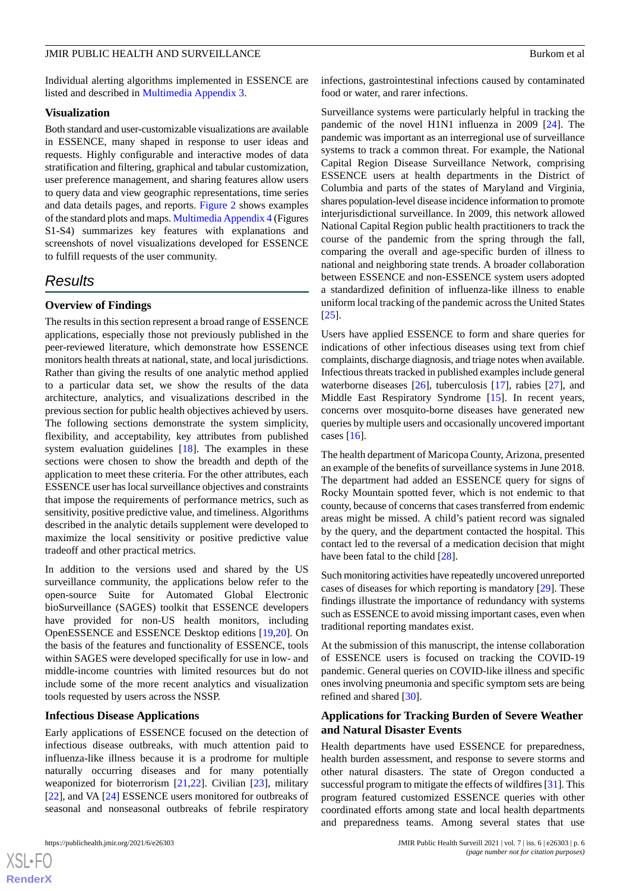Individual alerting algorithms implemented in ESSENCE are listed and described in Multimedia Appendix 3.

### Visualization

Both standard and user-customizable visualizations are available in ESSENCE, many shaped in response to user ideas and requests. Highly configurable and interactive modes of data stratification and filtering, graphical and tabular customization, user preference management, and sharing features allow users to query data and view geographic representations, time series and data details pages, and reports. Figure 2 shows examples of the standard plots and maps. Multimedia Appendix 4 (Figures S1-S4) summarizes key features with explanations and screenshots of novel visualizations developed for ESSENCE to fulfill requests of the user community.

## Results

### Overview of Findings

The results in this section represent a broad range of ESSENCE applications, especially those not previously published in the peer-reviewed literature, which demonstrate how ESSENCE monitors health threats at national, state, and local jurisdictions. Rather than giving the results of one analytic method applied to a particular data set, we show the results of the data architecture, analytics, and visualizations described in the previous section for public health objectives achieved by users. The following sections demonstrate the system simplicity, flexibility, and acceptability, key attributes from published system evaluation guidelines [18]. The examples in these sections were chosen to show the breadth and depth of the application to meet these criteria. For the other attributes, each ESSENCE user has local surveillance objectives and constraints that impose the requirements of performance metrics, such as sensitivity, positive predictive value, and timeliness. Algorithms described in the analytic details supplement were developed to maximize the local sensitivity or positive predictive value tradeoff and other practical metrics.

In addition to the versions used and shared by the US surveillance community, the applications below refer to the open-source Suite for Automated Global Electronic bioSurveillance (SAGES) toolkit that ESSENCE developers have provided for non-US health monitors, including OpenESSENCE and ESSENCE Desktop editions [19,20]. On the basis of the features and functionality of ESSENCE, tools within SAGES were developed specifically for use in low- and middle-income countries with limited resources but do not include some of the more recent analytics and visualization tools requested by users across the NSSP.

### Infectious Disease Applications

Early applications of ESSENCE focused on the detection of infectious disease outbreaks, with much attention paid to influenza-like illness because it is a prodrome for multiple naturally occurring diseases and for many potentially weaponized for bioterrorism [21,22]. Civilian [23], military [22], and VA [24] ESSENCE users monitored for outbreaks of seasonal and nonseasonal outbreaks of febrile respiratory infections, gastrointestinal infections caused by contaminated food or water, and rarer infections.

Surveillance systems were particularly helpful in tracking the pandemic of the novel H1N1 influenza in 2009 [24]. The pandemic was important as an interregional use of surveillance systems to track a common threat. For example, the National Capital Region Disease Surveillance Network, comprising ESSENCE users at health departments in the District of Columbia and parts of the states of Maryland and Virginia, shares population-level disease incidence information to promote interjurisdictional surveillance. In 2009, this network allowed National Capital Region public health practitioners to track the course of the pandemic from the spring through the fall, comparing the overall and age-specific burden of illness to national and neighboring state trends. A broader collaboration between ESSENCE and non-ESSENCE system users adopted a standardized definition of influenza-like illness to enable uniform local tracking of the pandemic across the United States [25].

Users have applied ESSENCE to form and share queries for indications of other infectious diseases using text from chief complaints, discharge diagnosis, and triage notes when available. Infectious threats tracked in published examples include general waterborne diseases [26], tuberculosis [17], rabies [27], and Middle East Respiratory Syndrome [15]. In recent years, concerns over mosquito-borne diseases have generated new queries by multiple users and occasionally uncovered important cases [16].

The health department of Maricopa County, Arizona, presented an example of the benefits of surveillance systems in June 2018. The department had added an ESSENCE query for signs of Rocky Mountain spotted fever, which is not endemic to that county, because of concerns that cases transferred from endemic areas might be missed. A child's patient record was signaled by the query, and the department contacted the hospital. This contact led to the reversal of a medication decision that might have been fatal to the child [28].

Such monitoring activities have repeatedly uncovered unreported cases of diseases for which reporting is mandatory [29]. These findings illustrate the importance of redundancy with systems such as ESSENCE to avoid missing important cases, even when traditional reporting mandates exist.

At the submission of this manuscript, the intense collaboration of ESSENCE users is focused on tracking the COVID-19 pandemic. General queries on COVID-like illness and specific ones involving pneumonia and specific symptom sets are being refined and shared [30].

### Applications for Tracking Burden of Severe Weather and Natural Disaster Events

Health departments have used ESSENCE for preparedness, health burden assessment, and response to severe storms and other natural disasters. The state of Oregon conducted a successful program to mitigate the effects of wildfires [31]. This program featured customized ESSENCE queries with other coordinated efforts among state and local health departments and preparedness teams. Among several states that use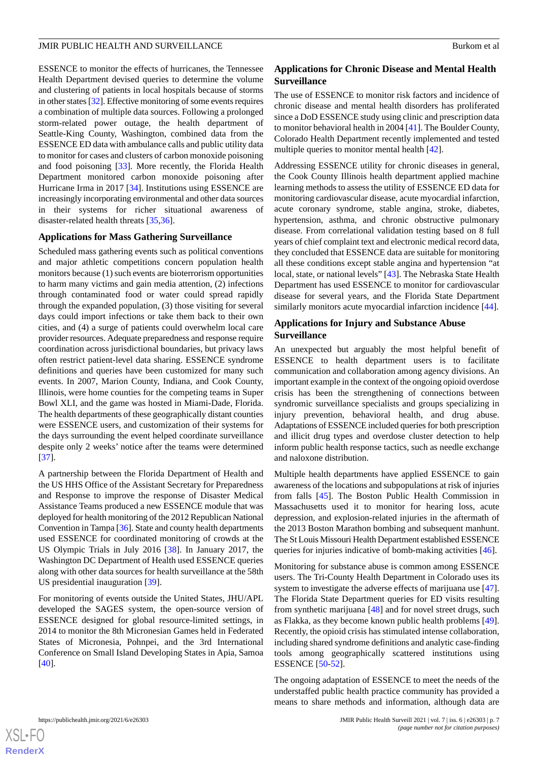ESSENCE to monitor the effects of hurricanes, the Tennessee Health Department devised queries to determine the volume and clustering of patients in local hospitals because of storms in other states [32]. Effective monitoring of some events requires a combination of multiple data sources. Following a prolonged storm-related power outage, the health department of Seattle-King County, Washington, combined data from the ESSENCE ED data with ambulance calls and public utility data to monitor for cases and clusters of carbon monoxide poisoning and food poisoning [33]. More recently, the Florida Health Department monitored carbon monoxide poisoning after Hurricane Irma in 2017 [34]. Institutions using ESSENCE are increasingly incorporating environmental and other data sources in their systems for richer situational awareness of disaster-related health threats [35,36].

### Applications for Mass Gathering Surveillance

Scheduled mass gathering events such as political conventions and major athletic competitions concern population health monitors because (1) such events are bioterrorism opportunities to harm many victims and gain media attention, (2) infections through contaminated food or water could spread rapidly through the expanded population, (3) those visiting for several days could import infections or take them back to their own cities, and (4) a surge of patients could overwhelm local care provider resources. Adequate preparedness and response require coordination across jurisdictional boundaries, but privacy laws often restrict patient-level data sharing. ESSENCE syndrome definitions and queries have been customized for many such events. In 2007, Marion County, Indiana, and Cook County, Illinois, were home counties for the competing teams in Super Bowl XLI, and the game was hosted in Miami-Dade, Florida. The health departments of these geographically distant counties were ESSENCE users, and customization of their systems for the days surrounding the event helped coordinate surveillance despite only 2 weeks' notice after the teams were determined [37].

A partnership between the Florida Department of Health and the US HHS Office of the Assistant Secretary for Preparedness and Response to improve the response of Disaster Medical Assistance Teams produced a new ESSENCE module that was deployed for health monitoring of the 2012 Republican National Convention in Tampa [36]. State and county health departments used ESSENCE for coordinated monitoring of crowds at the US Olympic Trials in July 2016 [38]. In January 2017, the Washington DC Department of Health used ESSENCE queries along with other data sources for health surveillance at the 58th US presidential inauguration [39].

For monitoring of events outside the United States, JHU/APL developed the SAGES system, the open-source version of ESSENCE designed for global resource-limited settings, in 2014 to monitor the 8th Micronesian Games held in Federated States of Micronesia, Pohnpei, and the 3rd International Conference on Small Island Developing States in Apia, Samoa [40].

### Applications for Chronic Disease and Mental Health Surveillance

The use of ESSENCE to monitor risk factors and incidence of chronic disease and mental health disorders has proliferated since a DoD ESSENCE study using clinic and prescription data to monitor behavioral health in 2004 [41]. The Boulder County, Colorado Health Department recently implemented and tested multiple queries to monitor mental health [42].

Addressing ESSENCE utility for chronic diseases in general, the Cook County Illinois health department applied machine learning methods to assess the utility of ESSENCE ED data for monitoring cardiovascular disease, acute myocardial infarction, acute coronary syndrome, stable angina, stroke, diabetes, hypertension, asthma, and chronic obstructive pulmonary disease. From correlational validation testing based on 8 full years of chief complaint text and electronic medical record data, they concluded that ESSENCE data are suitable for monitoring all these conditions except stable angina and hypertension "at local, state, or national levels" [43]. The Nebraska State Health Department has used ESSENCE to monitor for cardiovascular disease for several years, and the Florida State Department similarly monitors acute myocardial infarction incidence [44].

### Applications for Injury and Substance Abuse Surveillance

An unexpected but arguably the most helpful benefit of ESSENCE to health department users is to facilitate communication and collaboration among agency divisions. An important example in the context of the ongoing opioid overdose crisis has been the strengthening of connections between syndromic surveillance specialists and groups specializing in injury prevention, behavioral health, and drug abuse. Adaptations of ESSENCE included queries for both prescription and illicit drug types and overdose cluster detection to help inform public health response tactics, such as needle exchange and naloxone distribution.

Multiple health departments have applied ESSENCE to gain awareness of the locations and subpopulations at risk of injuries from falls [45]. The Boston Public Health Commission in Massachusetts used it to monitor for hearing loss, acute depression, and explosion-related injuries in the aftermath of the 2013 Boston Marathon bombing and subsequent manhunt. The St Louis Missouri Health Department established ESSENCE queries for injuries indicative of bomb-making activities [46].

Monitoring for substance abuse is common among ESSENCE users. The Tri-County Health Department in Colorado uses its system to investigate the adverse effects of marijuana use [47]. The Florida State Department queries for ED visits resulting from synthetic marijuana [48] and for novel street drugs, such as Flakka, as they become known public health problems [49]. Recently, the opioid crisis has stimulated intense collaboration, including shared syndrome definitions and analytic case-finding tools among geographically scattered institutions using ESSENCE [50-52].

The ongoing adaptation of ESSENCE to meet the needs of the understaffed public health practice community has provided a means to share methods and information, although data are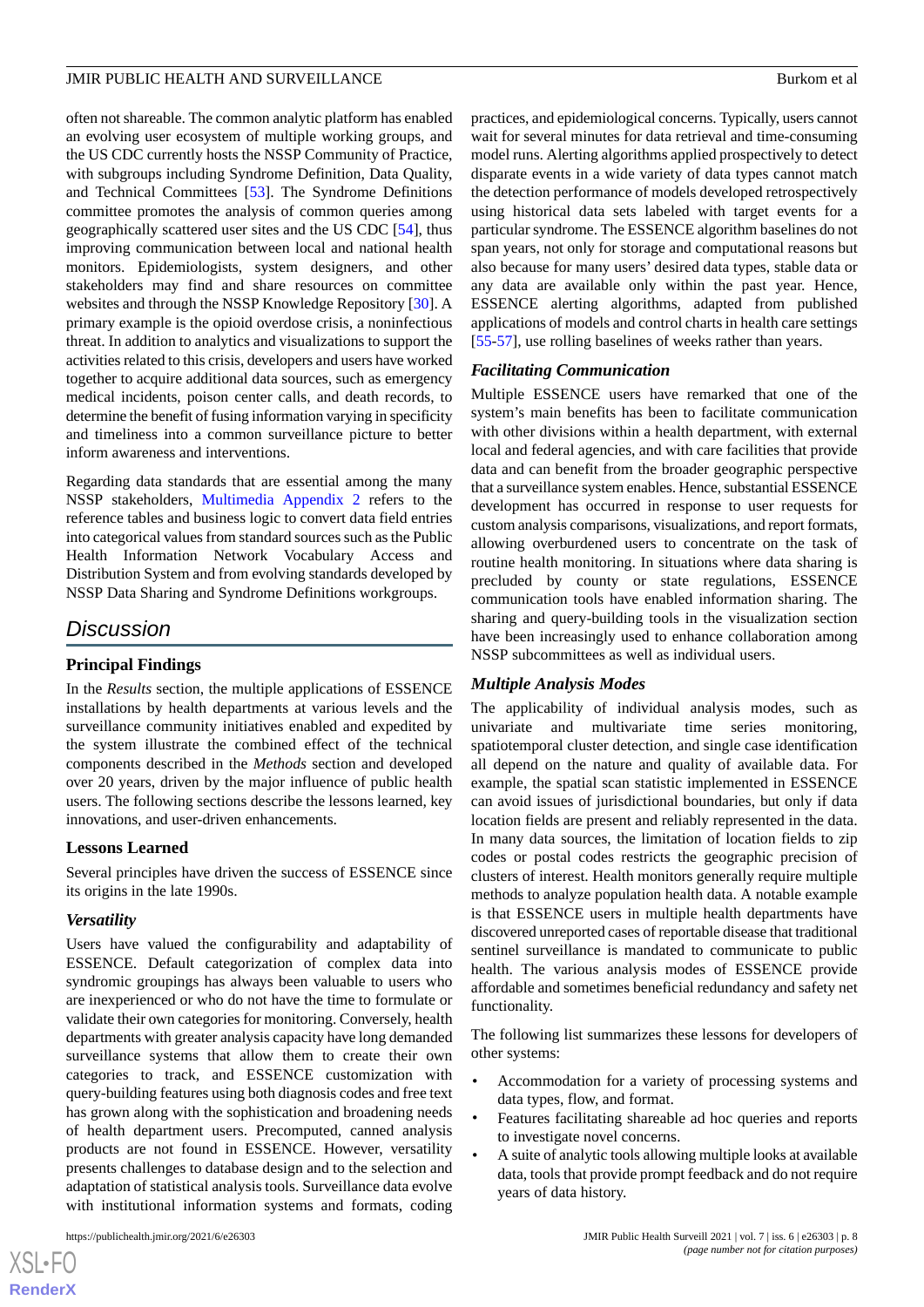often not shareable. The common analytic platform has enabled an evolving user ecosystem of multiple working groups, and the US CDC currently hosts the NSSP Community of Practice, with subgroups including Syndrome Definition, Data Quality, and Technical Committees [53]. The Syndrome Definitions committee promotes the analysis of common queries among geographically scattered user sites and the US CDC [54], thus improving communication between local and national health monitors. Epidemiologists, system designers, and other stakeholders may find and share resources on committee websites and through the NSSP Knowledge Repository [30]. A primary example is the opioid overdose crisis, a noninfectious threat. In addition to analytics and visualizations to support the activities related to this crisis, developers and users have worked together to acquire additional data sources, such as emergency medical incidents, poison center calls, and death records, to determine the benefit of fusing information varying in specificity and timeliness into a common surveillance picture to better inform awareness and interventions.

Regarding data standards that are essential among the many NSSP stakeholders, Multimedia Appendix 2 refers to the reference tables and business logic to convert data field entries into categorical values from standard sources such as the Public Health Information Network Vocabulary Access and Distribution System and from evolving standards developed by NSSP Data Sharing and Syndrome Definitions workgroups.

## Discussion

### Principal Findings

In the *Results* section, the multiple applications of ESSENCE installations by health departments at various levels and the surveillance community initiatives enabled and expedited by the system illustrate the combined effect of the technical components described in the *Methods* section and developed over 20 years, driven by the major influence of public health users. The following sections describe the lessons learned, key innovations, and user-driven enhancements.

### Lessons Learned

Several principles have driven the success of ESSENCE since its origins in the late 1990s.

#### Versatility

Users have valued the configurability and adaptability of ESSENCE. Default categorization of complex data into syndromic groupings has always been valuable to users who are inexperienced or who do not have the time to formulate or validate their own categories for monitoring. Conversely, health departments with greater analysis capacity have long demanded surveillance systems that allow them to create their own categories to track, and ESSENCE customization with query-building features using both diagnosis codes and free text has grown along with the sophistication and broadening needs of health department users. Precomputed, canned analysis products are not found in ESSENCE. However, versatility presents challenges to database design and to the selection and adaptation of statistical analysis tools. Surveillance data evolve with institutional information systems and formats, coding practices, and epidemiological concerns. Typically, users cannot wait for several minutes for data retrieval and time-consuming model runs. Alerting algorithms applied prospectively to detect disparate events in a wide variety of data types cannot match the detection performance of models developed retrospectively using historical data sets labeled with target events for a particular syndrome. The ESSENCE algorithm baselines do not span years, not only for storage and computational reasons but also because for many users' desired data types, stable data or any data are available only within the past year. Hence, ESSENCE alerting algorithms, adapted from published applications of models and control charts in health care settings [55-57], use rolling baselines of weeks rather than years.

#### Facilitating Communication

Multiple ESSENCE users have remarked that one of the system's main benefits has been to facilitate communication with other divisions within a health department, with external local and federal agencies, and with care facilities that provide data and can benefit from the broader geographic perspective that a surveillance system enables. Hence, substantial ESSENCE development has occurred in response to user requests for custom analysis comparisons, visualizations, and report formats, allowing overburdened users to concentrate on the task of routine health monitoring. In situations where data sharing is precluded by county or state regulations, ESSENCE communication tools have enabled information sharing. The sharing and query-building tools in the visualization section have been increasingly used to enhance collaboration among NSSP subcommittees as well as individual users.

#### Multiple Analysis Modes

The applicability of individual analysis modes, such as univariate and multivariate time series monitoring, spatiotemporal cluster detection, and single case identification all depend on the nature and quality of available data. For example, the spatial scan statistic implemented in ESSENCE can avoid issues of jurisdictional boundaries, but only if data location fields are present and reliably represented in the data. In many data sources, the limitation of location fields to zip codes or postal codes restricts the geographic precision of clusters of interest. Health monitors generally require multiple methods to analyze population health data. A notable example is that ESSENCE users in multiple health departments have discovered unreported cases of reportable disease that traditional sentinel surveillance is mandated to communicate to public health. The various analysis modes of ESSENCE provide affordable and sometimes beneficial redundancy and safety net functionality.

The following list summarizes these lessons for developers of other systems:

- Accommodation for a variety of processing systems and data types, flow, and format.
- Features facilitating shareable ad hoc queries and reports to investigate novel concerns.
- A suite of analytic tools allowing multiple looks at available data, tools that provide prompt feedback and do not require years of data history.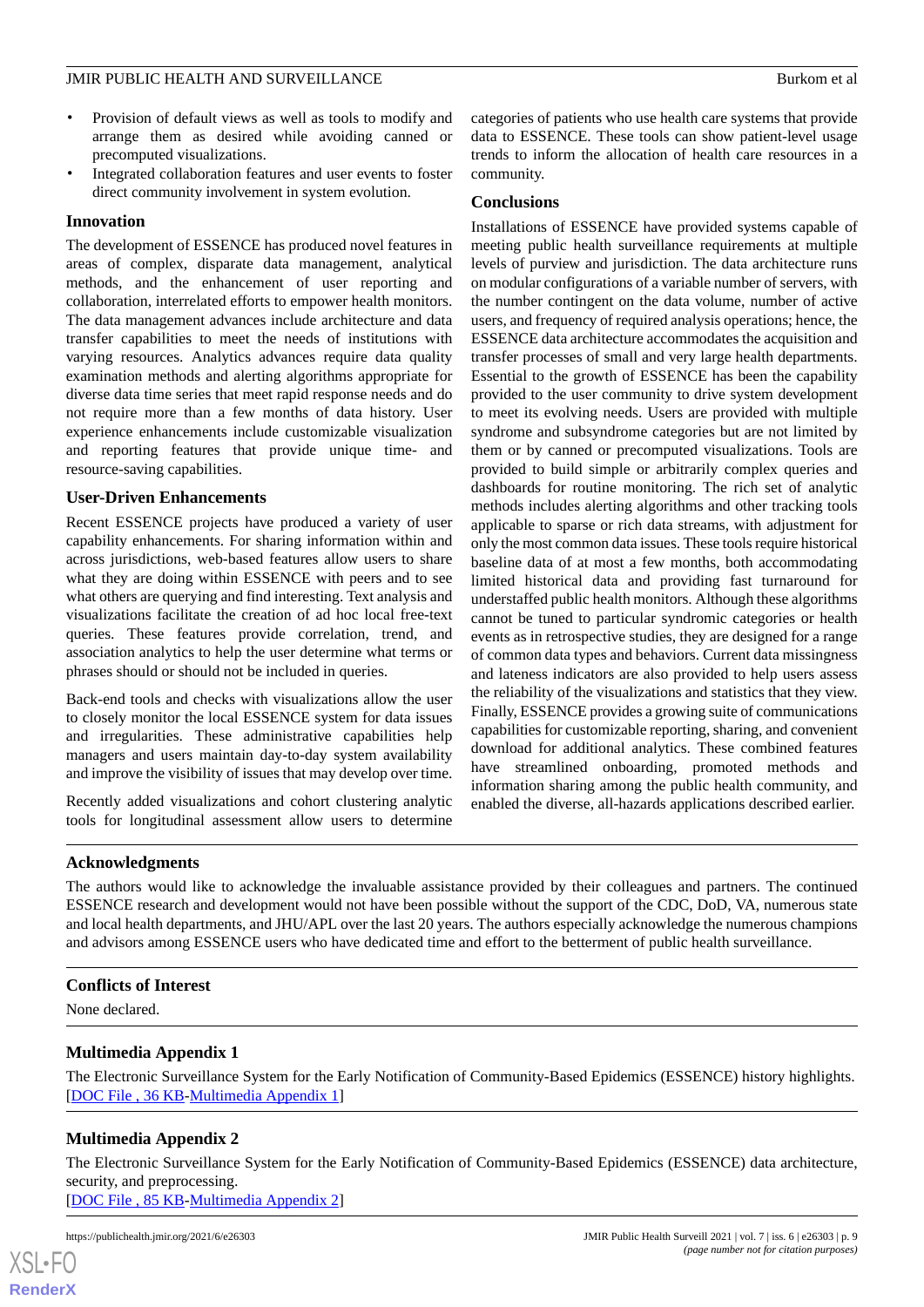- Provision of default views as well as tools to modify and arrange them as desired while avoiding canned or precomputed visualizations.
- Integrated collaboration features and user events to foster direct community involvement in system evolution.

### Innovation

The development of ESSENCE has produced novel features in areas of complex, disparate data management, analytical methods, and the enhancement of user reporting and collaboration, interrelated efforts to empower health monitors. The data management advances include architecture and data transfer capabilities to meet the needs of institutions with varying resources. Analytics advances require data quality examination methods and alerting algorithms appropriate for diverse data time series that meet rapid response needs and do not require more than a few months of data history. User experience enhancements include customizable visualization and reporting features that provide unique time- and resource-saving capabilities.

### User-Driven Enhancements

Recent ESSENCE projects have produced a variety of user capability enhancements. For sharing information within and across jurisdictions, web-based features allow users to share what they are doing within ESSENCE with peers and to see what others are querying and find interesting. Text analysis and visualizations facilitate the creation of ad hoc local free-text queries. These features provide correlation, trend, and association analytics to help the user determine what terms or phrases should or should not be included in queries.

Back-end tools and checks with visualizations allow the user to closely monitor the local ESSENCE system for data issues and irregularities. These administrative capabilities help managers and users maintain day-to-day system availability and improve the visibility of issues that may develop over time.

Recently added visualizations and cohort clustering analytic tools for longitudinal assessment allow users to determine categories of patients who use health care systems that provide data to ESSENCE. These tools can show patient-level usage trends to inform the allocation of health care resources in a community.

### Conclusions

Installations of ESSENCE have provided systems capable of meeting public health surveillance requirements at multiple levels of purview and jurisdiction. The data architecture runs on modular configurations of a variable number of servers, with the number contingent on the data volume, number of active users, and frequency of required analysis operations; hence, the ESSENCE data architecture accommodates the acquisition and transfer processes of small and very large health departments. Essential to the growth of ESSENCE has been the capability provided to the user community to drive system development to meet its evolving needs. Users are provided with multiple syndrome and subsyndrome categories but are not limited by them or by canned or precomputed visualizations. Tools are provided to build simple or arbitrarily complex queries and dashboards for routine monitoring. The rich set of analytic methods includes alerting algorithms and other tracking tools applicable to sparse or rich data streams, with adjustment for only the most common data issues. These tools require historical baseline data of at most a few months, both accommodating limited historical data and providing fast turnaround for understaffed public health monitors. Although these algorithms cannot be tuned to particular syndromic categories or health events as in retrospective studies, they are designed for a range of common data types and behaviors. Current data missingness and lateness indicators are also provided to help users assess the reliability of the visualizations and statistics that they view. Finally, ESSENCE provides a growing suite of communications capabilities for customizable reporting, sharing, and convenient download for additional analytics. These combined features have streamlined onboarding, promoted methods and information sharing among the public health community, and enabled the diverse, all-hazards applications described earlier.

## Acknowledgments

The authors would like to acknowledge the invaluable assistance provided by their colleagues and partners. The continued ESSENCE research and development would not have been possible without the support of the CDC, DoD, VA, numerous state and local health departments, and JHU/APL over the last 20 years. The authors especially acknowledge the numerous champions and advisors among ESSENCE users who have dedicated time and effort to the betterment of public health surveillance.

## Conflicts of Interest

None declared.

## Multimedia Appendix 1

The Electronic Surveillance System for the Early Notification of Community-Based Epidemics (ESSENCE) history highlights.
[DOC File , 36 KB-Multimedia Appendix 1]

## Multimedia Appendix 2

The Electronic Surveillance System for the Early Notification of Community-Based Epidemics (ESSENCE) data architecture, security, and preprocessing.
[DOC File , 85 KB-Multimedia Appendix 2]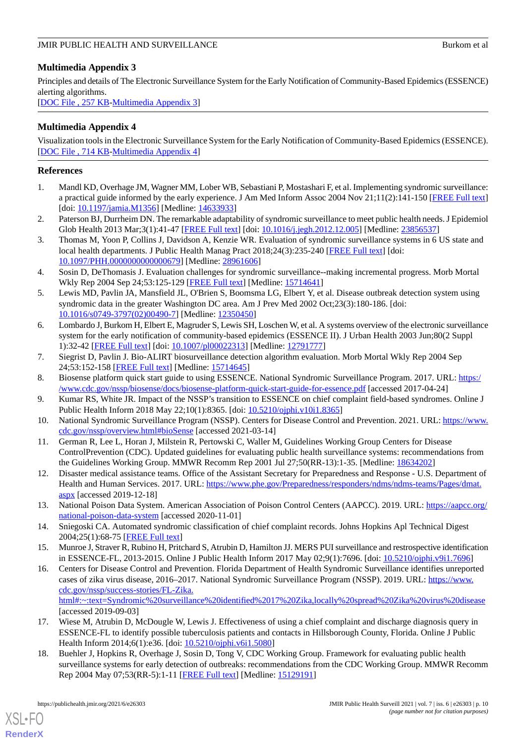## Multimedia Appendix 3

Principles and details of The Electronic Surveillance System for the Early Notification of Community-Based Epidemics (ESSENCE) alerting algorithms.
[DOC File , 257 KB-Multimedia Appendix 3]

## Multimedia Appendix 4

Visualization tools in the Electronic Surveillance System for the Early Notification of Community-Based Epidemics (ESSENCE).
[DOC File , 714 KB-Multimedia Appendix 4]

## References

1. Mandl KD, Overhage JM, Wagner MM, Lober WB, Sebastiani P, Mostashari F, et al. Implementing syndromic surveillance: a practical guide informed by the early experience. J Am Med Inform Assoc 2004 Nov 21;11(2):141-150 [FREE Full text] [doi: 10.1197/jamia.M1356] [Medline: 14633933]
2. Paterson BJ, Durrheim DN. The remarkable adaptability of syndromic surveillance to meet public health needs. J Epidemiol Glob Health 2013 Mar;3(1):41-47 [FREE Full text] [doi: 10.1016/j.jegh.2012.12.005] [Medline: 23856537]
3. Thomas M, Yoon P, Collins J, Davidson A, Kenzie WR. Evaluation of syndromic surveillance systems in 6 US state and local health departments. J Public Health Manag Pract 2018;24(3):235-240 [FREE Full text] [doi: 10.1097/PHH.0000000000000679] [Medline: 28961606]
4. Sosin D, DeThomasis J. Evaluation challenges for syndromic surveillance--making incremental progress. Morb Mortal Wkly Rep 2004 Sep 24;53:125-129 [FREE Full text] [Medline: 15714641]
5. Lewis MD, Pavlin JA, Mansfield JL, O'Brien S, Boomsma LG, Elbert Y, et al. Disease outbreak detection system using syndromic data in the greater Washington DC area. Am J Prev Med 2002 Oct;23(3):180-186. [doi: 10.1016/s0749-3797(02)00490-7] [Medline: 12350450]
6. Lombardo J, Burkom H, Elbert E, Magruder S, Lewis SH, Loschen W, et al. A systems overview of the electronic surveillance system for the early notification of community-based epidemics (ESSENCE II). J Urban Health 2003 Jun;80(2 Suppl 1):32-42 [FREE Full text] [doi: 10.1007/pl00022313] [Medline: 12791777]
7. Siegrist D, Pavlin J. Bio-ALIRT biosurveillance detection algorithm evaluation. Morb Mortal Wkly Rep 2004 Sep 24;53:152-158 [FREE Full text] [Medline: 15714645]
8. Biosense platform quick start guide to using ESSENCE. National Syndromic Surveillance Program. 2017. URL: https://www.cdc.gov/nssp/biosense/docs/biosense-platform-quick-start-guide-for-essence.pdf [accessed 2017-04-24]
9. Kumar RS, White JR. Impact of the NSSP's transition to ESSENCE on chief complaint field-based syndromes. Online J Public Health Inform 2018 May 22;10(1):8365. [doi: 10.5210/ojphi.v10i1.8365]
10. National Syndromic Surveillance Program (NSSP). Centers for Disease Control and Prevention. 2021. URL: https://www.cdc.gov/nssp/overview.html#bioSense [accessed 2021-03-14]
11. German R, Lee L, Horan J, Milstein R, Pertowski C, Waller M, Guidelines Working Group Centers for Disease ControlPrevention (CDC). Updated guidelines for evaluating public health surveillance systems: recommendations from the Guidelines Working Group. MMWR Recomm Rep 2001 Jul 27;50(RR-13):1-35. [Medline: 18634202]
12. Disaster medical assistance teams. Office of the Assistant Secretary for Preparedness and Response - U.S. Department of Health and Human Services. 2017. URL: https://www.phe.gov/Preparedness/responders/ndms/ndms-teams/Pages/dmat.aspx [accessed 2019-12-18]
13. National Poison Data System. American Association of Poison Control Centers (AAPCC). 2019. URL: https://aapcc.org/national-poison-data-system [accessed 2020-11-01]
14. Sniegoski CA. Automated syndromic classification of chief complaint records. Johns Hopkins Apl Technical Digest 2004;25(1):68-75 [FREE Full text]
15. Munroe J, Straver R, Rubino H, Pritchard S, Atrubin D, Hamilton JJ. MERS PUI surveillance and restrospective identification in ESSENCE-FL, 2013-2015. Online J Public Health Inform 2017 May 02;9(1):7696. [doi: 10.5210/ojphi.v9i1.7696]
16. Centers for Disease Control and Prevention. Florida Department of Health Syndromic Surveillance identifies unreported cases of zika virus disease, 2016–2017. National Syndromic Surveillance Program (NSSP). 2019. URL: https://www.cdc.gov/nssp/success-stories/FL-Zika.html#:~:text=Syndromic%20surveillance%20identified%2017%20Zika,locally%20spread%20Zika%20virus%20disease [accessed 2019-09-03]
17. Wiese M, Atrubin D, McDougle W, Lewis J. Effectiveness of using a chief complaint and discharge diagnosis query in ESSENCE-FL to identify possible tuberculosis patients and contacts in Hillsborough County, Florida. Online J Public Health Inform 2014;6(1):e36. [doi: 10.5210/ojphi.v6i1.5080]
18. Buehler J, Hopkins R, Overhage J, Sosin D, Tong V, CDC Working Group. Framework for evaluating public health surveillance systems for early detection of outbreaks: recommendations from the CDC Working Group. MMWR Recomm Rep 2004 May 07;53(RR-5):1-11 [FREE Full text] [Medline: 15129191]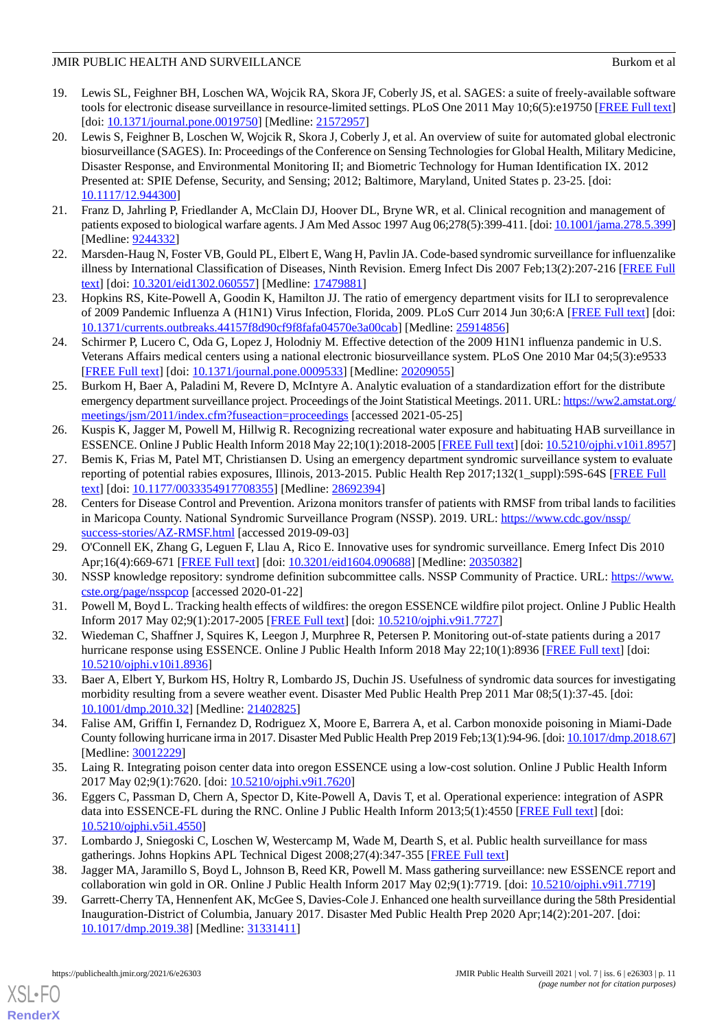19. Lewis SL, Feighner BH, Loschen WA, Wojcik RA, Skora JF, Coberly JS, et al. SAGES: a suite of freely-available software tools for electronic disease surveillance in resource-limited settings. PLoS One 2011 May 10;6(5):e19750 [FREE Full text] [doi: 10.1371/journal.pone.0019750] [Medline: 21572957]
20. Lewis S, Feighner B, Loschen W, Wojcik R, Skora J, Coberly J, et al. An overview of suite for automated global electronic biosurveillance (SAGES). In: Proceedings of the Conference on Sensing Technologies for Global Health, Military Medicine, Disaster Response, and Environmental Monitoring II; and Biometric Technology for Human Identification IX. 2012 Presented at: SPIE Defense, Security, and Sensing; 2012; Baltimore, Maryland, United States p. 23-25. [doi: 10.1117/12.944300]
21. Franz D, Jahrling P, Friedlander A, McClain DJ, Hoover DL, Bryne WR, et al. Clinical recognition and management of patients exposed to biological warfare agents. J Am Med Assoc 1997 Aug 06;278(5):399-411. [doi: 10.1001/jama.278.5.399] [Medline: 9244332]
22. Marsden-Haug N, Foster VB, Gould PL, Elbert E, Wang H, Pavlin JA. Code-based syndromic surveillance for influenzalike illness by International Classification of Diseases, Ninth Revision. Emerg Infect Dis 2007 Feb;13(2):207-216 [FREE Full text] [doi: 10.3201/eid1302.060557] [Medline: 17479881]
23. Hopkins RS, Kite-Powell A, Goodin K, Hamilton JJ. The ratio of emergency department visits for ILI to seroprevalence of 2009 Pandemic Influenza A (H1N1) Virus Infection, Florida, 2009. PLoS Curr 2014 Jun 30;6:A [FREE Full text] [doi: 10.1371/currents.outbreaks.44157f8d90cf9f8fafa04570e3a00cab] [Medline: 25914856]
24. Schirmer P, Lucero C, Oda G, Lopez J, Holodniy M. Effective detection of the 2009 H1N1 influenza pandemic in U.S. Veterans Affairs medical centers using a national electronic biosurveillance system. PLoS One 2010 Mar 04;5(3):e9533 [FREE Full text] [doi: 10.1371/journal.pone.0009533] [Medline: 20209055]
25. Burkom H, Baer A, Paladini M, Revere D, McIntyre A. Analytic evaluation of a standardization effort for the distribute emergency department surveillance project. Proceedings of the Joint Statistical Meetings. 2011. URL: https://ww2.amstat.org/meetings/jsm/2011/index.cfm?fuseaction=proceedings [accessed 2021-05-25]
26. Kuspis K, Jagger M, Powell M, Hillwig R. Recognizing recreational water exposure and habituating HAB surveillance in ESSENCE. Online J Public Health Inform 2018 May 22;10(1):2018-2005 [FREE Full text] [doi: 10.5210/ojphi.v10i1.8957]
27. Bemis K, Frias M, Patel MT, Christiansen D. Using an emergency department syndromic surveillance system to evaluate reporting of potential rabies exposures, Illinois, 2013-2015. Public Health Rep 2017;132(1_suppl):59S-64S [FREE Full text] [doi: 10.1177/0033354917708355] [Medline: 28692394]
28. Centers for Disease Control and Prevention. Arizona monitors transfer of patients with RMSF from tribal lands to facilities in Maricopa County. National Syndromic Surveillance Program (NSSP). 2019. URL: https://www.cdc.gov/nssp/success-stories/AZ-RMSF.html [accessed 2019-09-03]
29. O'Connell EK, Zhang G, Leguen F, Llau A, Rico E. Innovative uses for syndromic surveillance. Emerg Infect Dis 2010 Apr;16(4):669-671 [FREE Full text] [doi: 10.3201/eid1604.090688] [Medline: 20350382]
30. NSSP knowledge repository: syndrome definition subcommittee calls. NSSP Community of Practice. URL: https://www.cste.org/page/nsspcop [accessed 2020-01-22]
31. Powell M, Boyd L. Tracking health effects of wildfires: the oregon ESSENCE wildfire pilot project. Online J Public Health Inform 2017 May 02;9(1):2017-2005 [FREE Full text] [doi: 10.5210/ojphi.v9i1.7727]
32. Wiedeman C, Shaffner J, Squires K, Leegon J, Murphree R, Petersen P. Monitoring out-of-state patients during a 2017 hurricane response using ESSENCE. Online J Public Health Inform 2018 May 22;10(1):8936 [FREE Full text] [doi: 10.5210/ojphi.v10i1.8936]
33. Baer A, Elbert Y, Burkom HS, Holtry R, Lombardo JS, Duchin JS. Usefulness of syndromic data sources for investigating morbidity resulting from a severe weather event. Disaster Med Public Health Prep 2011 Mar 08;5(1):37-45. [doi: 10.1001/dmp.2010.32] [Medline: 21402825]
34. Falise AM, Griffin I, Fernandez D, Rodriguez X, Moore E, Barrera A, et al. Carbon monoxide poisoning in Miami-Dade County following hurricane irma in 2017. Disaster Med Public Health Prep 2019 Feb;13(1):94-96. [doi: 10.1017/dmp.2018.67] [Medline: 30012229]
35. Laing R. Integrating poison center data into oregon ESSENCE using a low-cost solution. Online J Public Health Inform 2017 May 02;9(1):7620. [doi: 10.5210/ojphi.v9i1.7620]
36. Eggers C, Passman D, Chern A, Spector D, Kite-Powell A, Davis T, et al. Operational experience: integration of ASPR data into ESSENCE-FL during the RNC. Online J Public Health Inform 2013;5(1):4550 [FREE Full text] [doi: 10.5210/ojphi.v5i1.4550]
37. Lombardo J, Sniegoski C, Loschen W, Westercamp M, Wade M, Dearth S, et al. Public health surveillance for mass gatherings. Johns Hopkins APL Technical Digest 2008;27(4):347-355 [FREE Full text]
38. Jagger MA, Jaramillo S, Boyd L, Johnson B, Reed KR, Powell M. Mass gathering surveillance: new ESSENCE report and collaboration win gold in OR. Online J Public Health Inform 2017 May 02;9(1):7719. [doi: 10.5210/ojphi.v9i1.7719]
39. Garrett-Cherry TA, Hennenfent AK, McGee S, Davies-Cole J. Enhanced one health surveillance during the 58th Presidential Inauguration-District of Columbia, January 2017. Disaster Med Public Health Prep 2020 Apr;14(2):201-207. [doi: 10.1017/dmp.2019.38] [Medline: 31331411]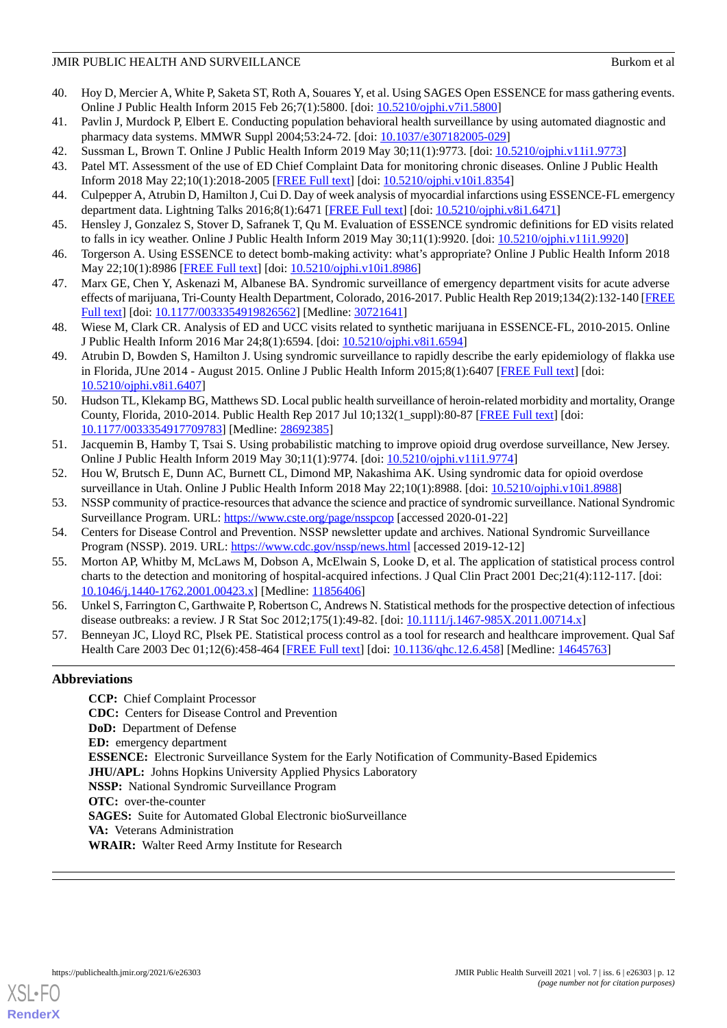40. Hoy D, Mercier A, White P, Saketa ST, Roth A, Souares Y, et al. Using SAGES Open ESSENCE for mass gathering events. Online J Public Health Inform 2015 Feb 26;7(1):5800. [doi: 10.5210/ojphi.v7i1.5800]
41. Pavlin J, Murdock P, Elbert E. Conducting population behavioral health surveillance by using automated diagnostic and pharmacy data systems. MMWR Suppl 2004;53:24-72. [doi: 10.1037/e307182005-029]
42. Sussman L, Brown T. Online J Public Health Inform 2019 May 30;11(1):9773. [doi: 10.5210/ojphi.v11i1.9773]
43. Patel MT. Assessment of the use of ED Chief Complaint Data for monitoring chronic diseases. Online J Public Health Inform 2018 May 22;10(1):2018-2005 [FREE Full text] [doi: 10.5210/ojphi.v10i1.8354]
44. Culpepper A, Atrubin D, Hamilton J, Cui D. Day of week analysis of myocardial infarctions using ESSENCE-FL emergency department data. Lightning Talks 2016;8(1):6471 [FREE Full text] [doi: 10.5210/ojphi.v8i1.6471]
45. Hensley J, Gonzalez S, Stover D, Safranek T, Qu M. Evaluation of ESSENCE syndromic definitions for ED visits related to falls in icy weather. Online J Public Health Inform 2019 May 30;11(1):9920. [doi: 10.5210/ojphi.v11i1.9920]
46. Torgerson A. Using ESSENCE to detect bomb-making activity: what's appropriate? Online J Public Health Inform 2018 May 22;10(1):8986 [FREE Full text] [doi: 10.5210/ojphi.v10i1.8986]
47. Marx GE, Chen Y, Askenazi M, Albanese BA. Syndromic surveillance of emergency department visits for acute adverse effects of marijuana, Tri-County Health Department, Colorado, 2016-2017. Public Health Rep 2019;134(2):132-140 [FREE Full text] [doi: 10.1177/0033354919826562] [Medline: 30721641]
48. Wiese M, Clark CR. Analysis of ED and UCC visits related to synthetic marijuana in ESSENCE-FL, 2010-2015. Online J Public Health Inform 2016 Mar 24;8(1):6594. [doi: 10.5210/ojphi.v8i1.6594]
49. Atrubin D, Bowden S, Hamilton J. Using syndromic surveillance to rapidly describe the early epidemiology of flakka use in Florida, JUne 2014 - August 2015. Online J Public Health Inform 2015;8(1):6407 [FREE Full text] [doi: 10.5210/ojphi.v8i1.6407]
50. Hudson TL, Klekamp BG, Matthews SD. Local public health surveillance of heroin-related morbidity and mortality, Orange County, Florida, 2010-2014. Public Health Rep 2017 Jul 10;132(1_suppl):80-87 [FREE Full text] [doi: 10.1177/0033354917709783] [Medline: 28692385]
51. Jacquemin B, Hamby T, Tsai S. Using probabilistic matching to improve opioid drug overdose surveillance, New Jersey. Online J Public Health Inform 2019 May 30;11(1):9774. [doi: 10.5210/ojphi.v11i1.9774]
52. Hou W, Brutsch E, Dunn AC, Burnett CL, Dimond MP, Nakashima AK. Using syndromic data for opioid overdose surveillance in Utah. Online J Public Health Inform 2018 May 22;10(1):8988. [doi: 10.5210/ojphi.v10i1.8988]
53. NSSP community of practice-resources that advance the science and practice of syndromic surveillance. National Syndromic Surveillance Program. URL: https://www.cste.org/page/nsspcop [accessed 2020-01-22]
54. Centers for Disease Control and Prevention. NSSP newsletter update and archives. National Syndromic Surveillance Program (NSSP). 2019. URL: https://www.cdc.gov/nssp/news.html [accessed 2019-12-12]
55. Morton AP, Whitby M, McLaws M, Dobson A, McElwain S, Looke D, et al. The application of statistical process control charts to the detection and monitoring of hospital-acquired infections. J Qual Clin Pract 2001 Dec;21(4):112-117. [doi: 10.1046/j.1440-1762.2001.00423.x] [Medline: 11856406]
56. Unkel S, Farrington C, Garthwaite P, Robertson C, Andrews N. Statistical methods for the prospective detection of infectious disease outbreaks: a review. J R Stat Soc 2012;175(1):49-82. [doi: 10.1111/j.1467-985X.2011.00714.x]
57. Benneyan JC, Lloyd RC, Plsek PE. Statistical process control as a tool for research and healthcare improvement. Qual Saf Health Care 2003 Dec 01;12(6):458-464 [FREE Full text] [doi: 10.1136/qhc.12.6.458] [Medline: 14645763]

## Abbreviations

**CCP:** Chief Complaint Processor
**CDC:** Centers for Disease Control and Prevention
**DoD:** Department of Defense
**ED:** emergency department
**ESSENCE:** Electronic Surveillance System for the Early Notification of Community-Based Epidemics
**JHU/APL:** Johns Hopkins University Applied Physics Laboratory
**NSSP:** National Syndromic Surveillance Program
**OTC:** over-the-counter
**SAGES:** Suite for Automated Global Electronic bioSurveillance
**VA:** Veterans Administration
**WRAIR:** Walter Reed Army Institute for Research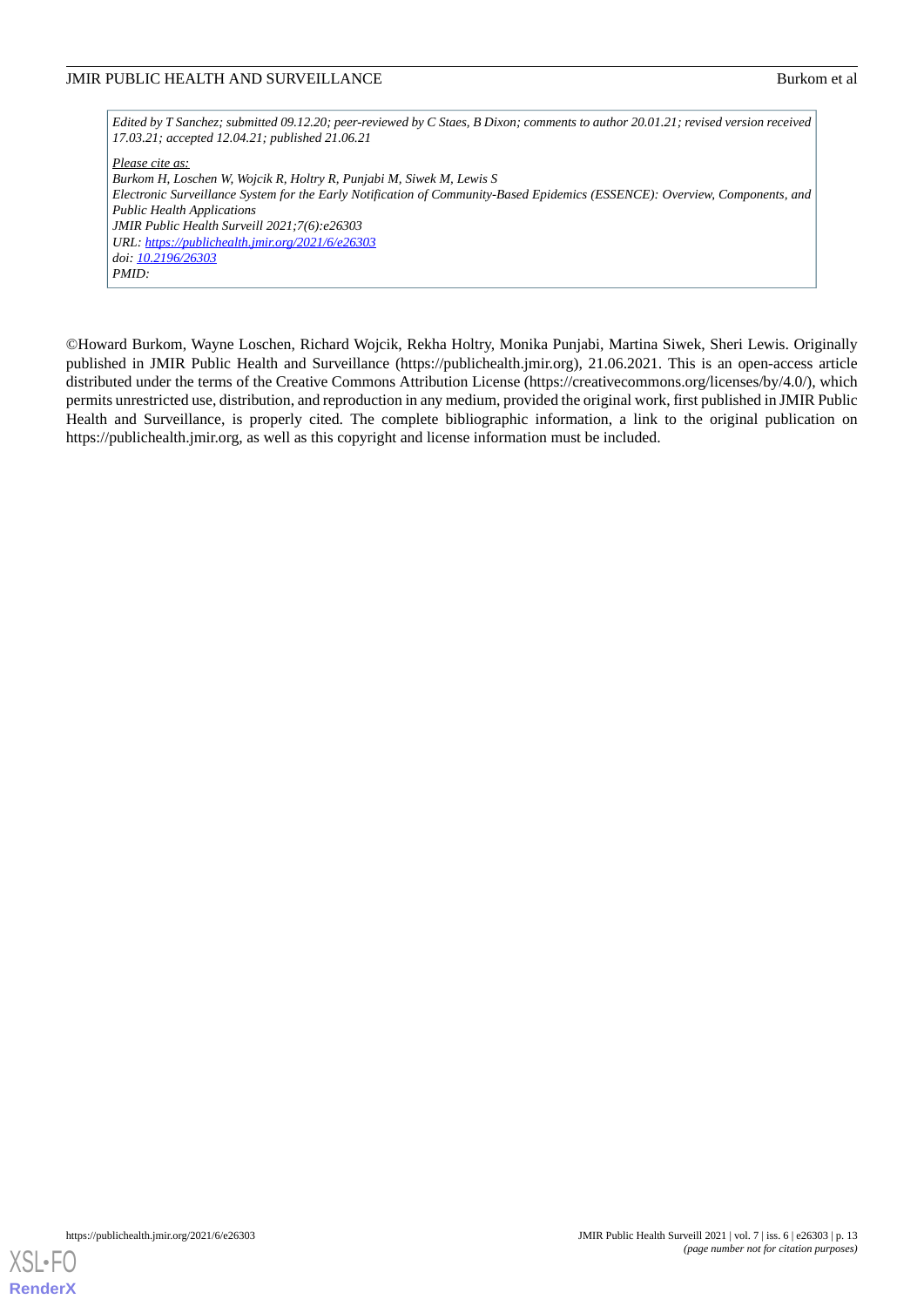*Edited by T Sanchez; submitted 09.12.20; peer-reviewed by C Staes, B Dixon; comments to author 20.01.21; revised version received 17.03.21; accepted 12.04.21; published 21.06.21*

*Please cite as:*
*Burkom H, Loschen W, Wojcik R, Holtry R, Punjabi M, Siwek M, Lewis S*
*Electronic Surveillance System for the Early Notification of Community-Based Epidemics (ESSENCE): Overview, Components, and Public Health Applications*
*JMIR Public Health Surveill 2021;7(6):e26303*
*URL: https://publichealth.jmir.org/2021/6/e26303*
*doi: 10.2196/26303*
*PMID:*

©Howard Burkom, Wayne Loschen, Richard Wojcik, Rekha Holtry, Monika Punjabi, Martina Siwek, Sheri Lewis. Originally published in JMIR Public Health and Surveillance (https://publichealth.jmir.org), 21.06.2021. This is an open-access article distributed under the terms of the Creative Commons Attribution License (https://creativecommons.org/licenses/by/4.0/), which permits unrestricted use, distribution, and reproduction in any medium, provided the original work, first published in JMIR Public Health and Surveillance, is properly cited. The complete bibliographic information, a link to the original publication on https://publichealth.jmir.org, as well as this copyright and license information must be included.